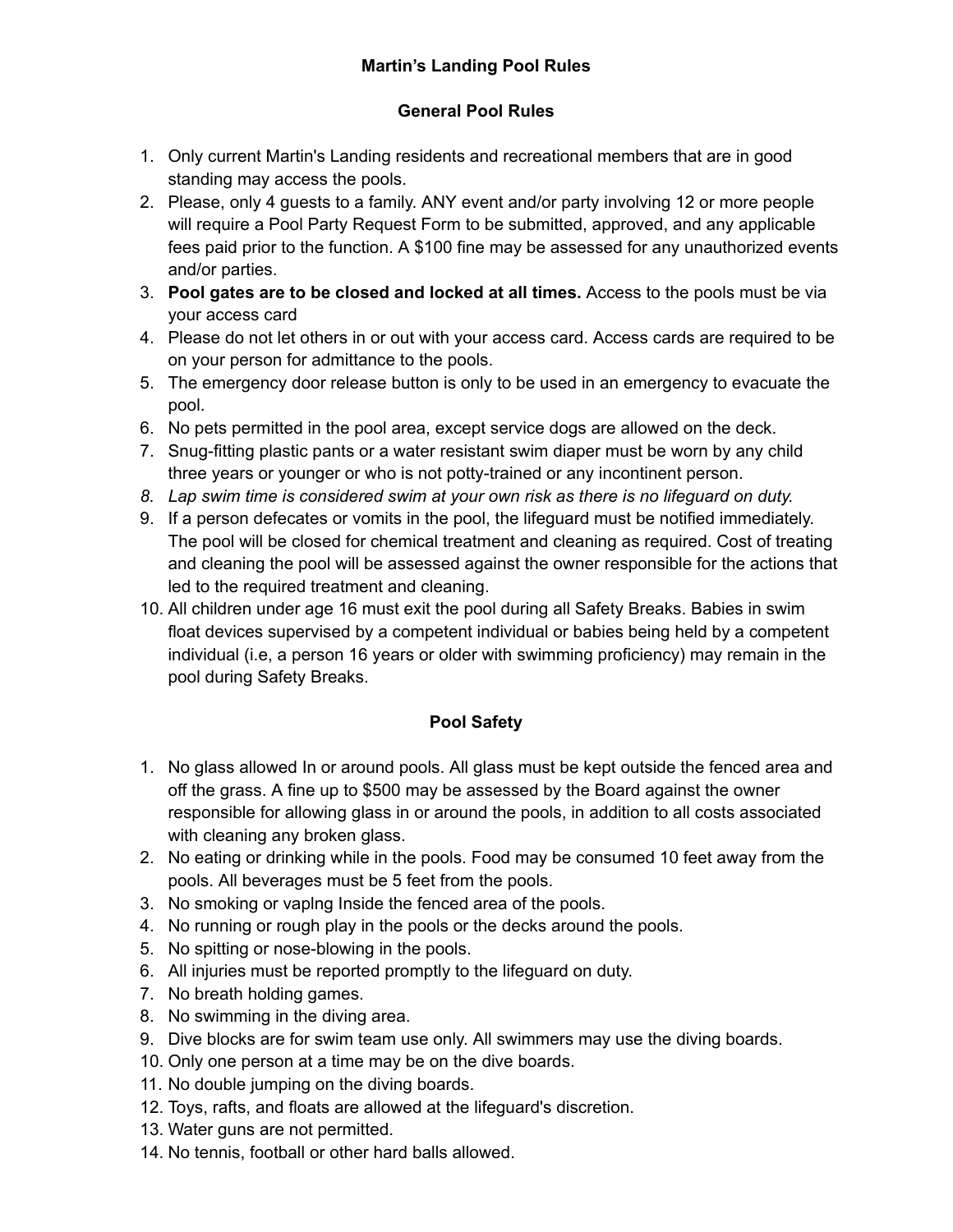# Martin's Landing Pool Rules

## General Pool Rules

1. Only current Martin's Landing residents and recreational members that are in good standing may access the pools.
2. Please, only 4 guests to a family. ANY event and/or party involving 12 or more people will require a Pool Party Request Form to be submitted, approved, and any applicable fees paid prior to the function. A $100 fine may be assessed for any unauthorized events and/or parties.
3. **Pool gates are to be closed and locked at all times.** Access to the pools must be via your access card
4. Please do not let others in or out with your access card. Access cards are required to be on your person for admittance to the pools.
5. The emergency door release button is only to be used in an emergency to evacuate the pool.
6. No pets permitted in the pool area, except service dogs are allowed on the deck.
7. Snug-fitting plastic pants or a water resistant swim diaper must be worn by any child three years or younger or who is not potty-trained or any incontinent person.
8. *Lap swim time is considered swim at your own risk as there is no lifeguard on duty.*
9. If a person defecates or vomits in the pool, the lifeguard must be notified immediately. The pool will be closed for chemical treatment and cleaning as required. Cost of treating and cleaning the pool will be assessed against the owner responsible for the actions that led to the required treatment and cleaning.
10. All children under age 16 must exit the pool during all Safety Breaks. Babies in swim float devices supervised by a competent individual or babies being held by a competent individual (i.e, a person 16 years or older with swimming proficiency) may remain in the pool during Safety Breaks.

## Pool Safety

1. No glass allowed In or around pools. All glass must be kept outside the fenced area and off the grass. A fine up to $500 may be assessed by the Board against the owner responsible for allowing glass in or around the pools, in addition to all costs associated with cleaning any broken glass.
2. No eating or drinking while in the pools. Food may be consumed 10 feet away from the pools. All beverages must be 5 feet from the pools.
3. No smoking or vaplng Inside the fenced area of the pools.
4. No running or rough play in the pools or the decks around the pools.
5. No spitting or nose-blowing in the pools.
6. All injuries must be reported promptly to the lifeguard on duty.
7. No breath holding games.
8. No swimming in the diving area.
9. Dive blocks are for swim team use only. All swimmers may use the diving boards.
10. Only one person at a time may be on the dive boards.
11. No double jumping on the diving boards.
12. Toys, rafts, and floats are allowed at the lifeguard's discretion.
13. Water guns are not permitted.
14. No tennis, football or other hard balls allowed.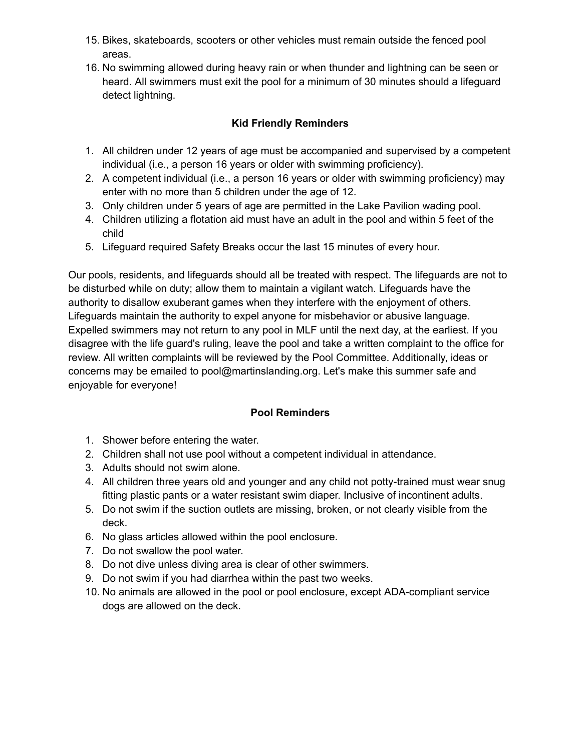15. Bikes, skateboards, scooters or other vehicles must remain outside the fenced pool areas.
16. No swimming allowed during heavy rain or when thunder and lightning can be seen or heard. All swimmers must exit the pool for a minimum of 30 minutes should a lifeguard detect lightning.

### Kid Friendly Reminders

1. All children under 12 years of age must be accompanied and supervised by a competent individual (i.e., a person 16 years or older with swimming proficiency).
2. A competent individual (i.e., a person 16 years or older with swimming proficiency) may enter with no more than 5 children under the age of 12.
3. Only children under 5 years of age are permitted in the Lake Pavilion wading pool.
4. Children utilizing a flotation aid must have an adult in the pool and within 5 feet of the child
5. Lifeguard required Safety Breaks occur the last 15 minutes of every hour.

Our pools, residents, and lifeguards should all be treated with respect. The lifeguards are not to be disturbed while on duty; allow them to maintain a vigilant watch. Lifeguards have the authority to disallow exuberant games when they interfere with the enjoyment of others. Lifeguards maintain the authority to expel anyone for misbehavior or abusive language. Expelled swimmers may not return to any pool in MLF until the next day, at the earliest. If you disagree with the life guard's ruling, leave the pool and take a written complaint to the office for review. All written complaints will be reviewed by the Pool Committee. Additionally, ideas or concerns may be emailed to pool@martinslanding.org. Let's make this summer safe and enjoyable for everyone!

### Pool Reminders

1. Shower before entering the water.
2. Children shall not use pool without a competent individual in attendance.
3. Adults should not swim alone.
4. All children three years old and younger and any child not potty-trained must wear snug fitting plastic pants or a water resistant swim diaper. Inclusive of incontinent adults.
5. Do not swim if the suction outlets are missing, broken, or not clearly visible from the deck.
6. No glass articles allowed within the pool enclosure.
7. Do not swallow the pool water.
8. Do not dive unless diving area is clear of other swimmers.
9. Do not swim if you had diarrhea within the past two weeks.
10. No animals are allowed in the pool or pool enclosure, except ADA-compliant service dogs are allowed on the deck.